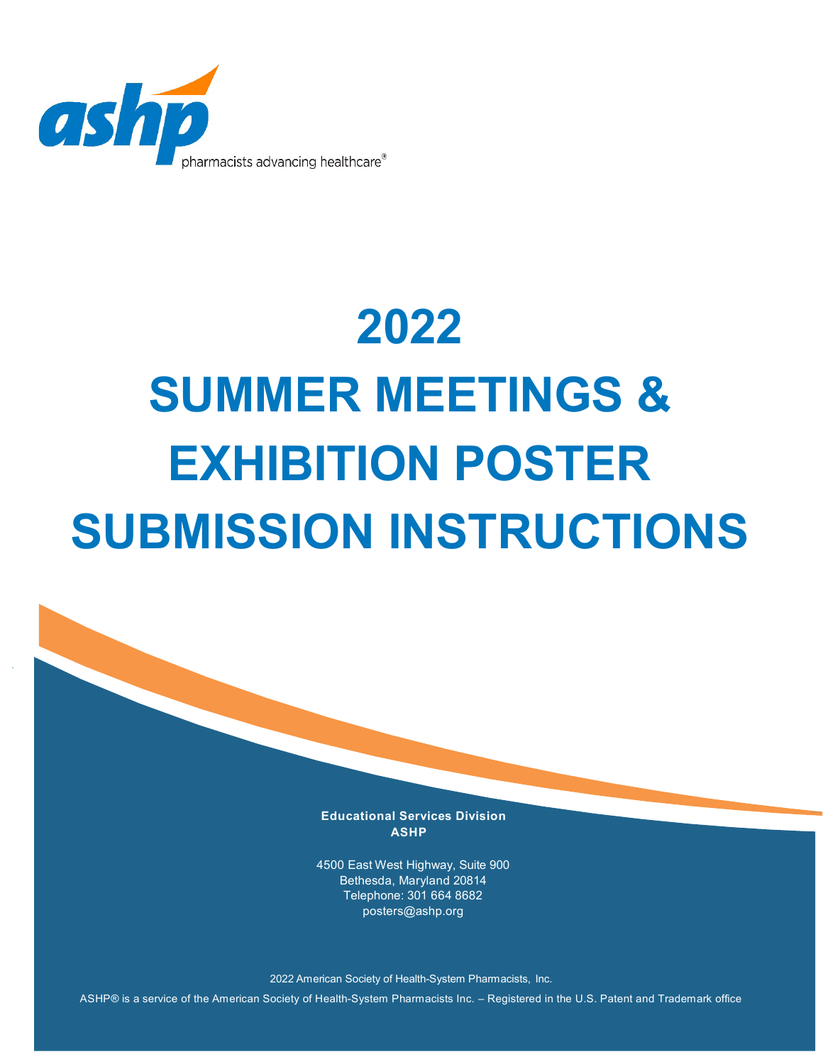ashp

pharmacists advancing healthcare®

# 2022 SUMMER MEETINGS & EXHIBITION POSTER SUBMISSION INSTRUCTIONS

**Educational Services Division**
**ASHP**

4500 East West Highway, Suite 900
Bethesda, Maryland 20814
Telephone: 301 664 8682
posters@ashp.org

2022 American Society of Health-System Pharmacists, Inc.

ASHP® is a service of the American Society of Health-System Pharmacists Inc. – Registered in the U.S. Patent and Trademark office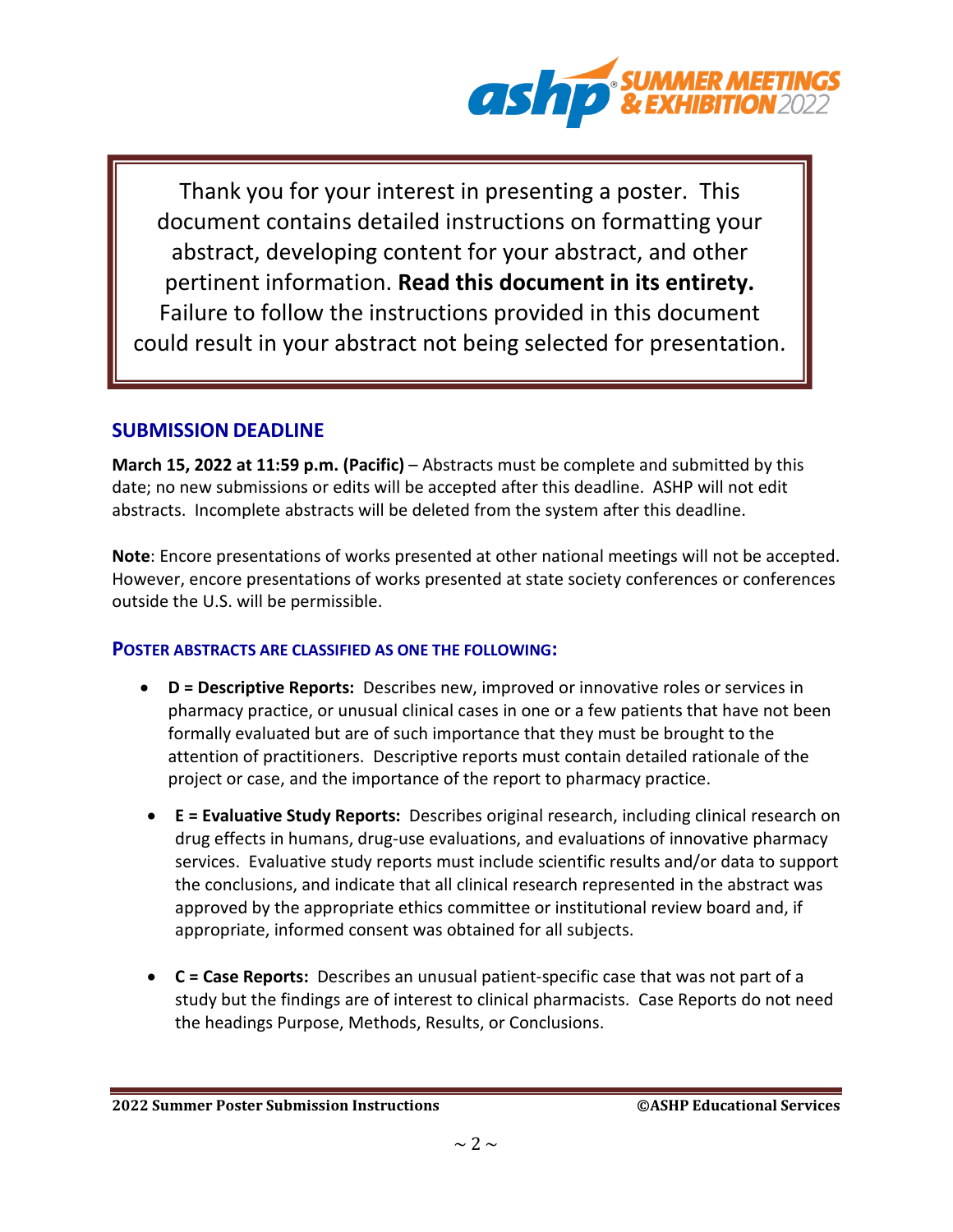Thank you for your interest in presenting a poster. This document contains detailed instructions on formatting your abstract, developing content for your abstract, and other pertinent information. **Read this document in its entirety.** Failure to follow the instructions provided in this document could result in your abstract not being selected for presentation.

## SUBMISSION DEADLINE

**March 15, 2022 at 11:59 p.m. (Pacific)** – Abstracts must be complete and submitted by this date; no new submissions or edits will be accepted after this deadline. ASHP will not edit abstracts. Incomplete abstracts will be deleted from the system after this deadline.

**Note**: Encore presentations of works presented at other national meetings will not be accepted. However, encore presentations of works presented at state society conferences or conferences outside the U.S. will be permissible.

### POSTER ABSTRACTS ARE CLASSIFIED AS ONE THE FOLLOWING:

- **D = Descriptive Reports:** Describes new, improved or innovative roles or services in pharmacy practice, or unusual clinical cases in one or a few patients that have not been formally evaluated but are of such importance that they must be brought to the attention of practitioners. Descriptive reports must contain detailed rationale of the project or case, and the importance of the report to pharmacy practice.
- **E = Evaluative Study Reports:** Describes original research, including clinical research on drug effects in humans, drug-use evaluations, and evaluations of innovative pharmacy services. Evaluative study reports must include scientific results and/or data to support the conclusions, and indicate that all clinical research represented in the abstract was approved by the appropriate ethics committee or institutional review board and, if appropriate, informed consent was obtained for all subjects.
- **C = Case Reports:** Describes an unusual patient-specific case that was not part of a study but the findings are of interest to clinical pharmacists. Case Reports do not need the headings Purpose, Methods, Results, or Conclusions.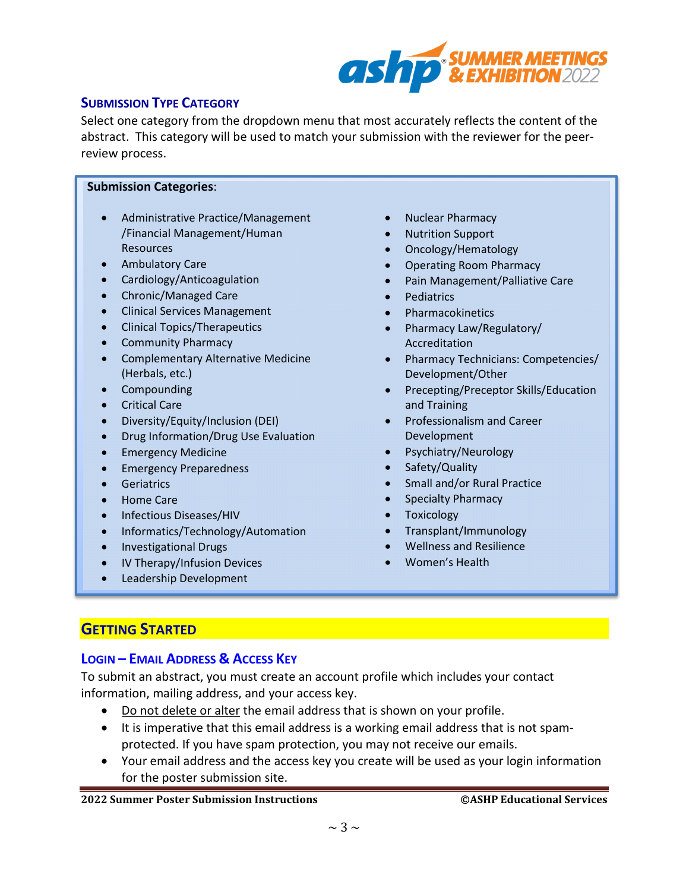## Submission Type Category

Select one category from the dropdown menu that most accurately reflects the content of the abstract. This category will be used to match your submission with the reviewer for the peer-review process.

**Submission Categories**:

- Administrative Practice/Management /Financial Management/Human Resources
- Ambulatory Care
- Cardiology/Anticoagulation
- Chronic/Managed Care
- Clinical Services Management
- Clinical Topics/Therapeutics
- Community Pharmacy
- Complementary Alternative Medicine (Herbals, etc.)
- Compounding
- Critical Care
- Diversity/Equity/Inclusion (DEI)
- Drug Information/Drug Use Evaluation
- Emergency Medicine
- Emergency Preparedness
- Geriatrics
- Home Care
- Infectious Diseases/HIV
- Informatics/Technology/Automation
- Investigational Drugs
- IV Therapy/Infusion Devices
- Leadership Development
- Nuclear Pharmacy
- Nutrition Support
- Oncology/Hematology
- Operating Room Pharmacy
- Pain Management/Palliative Care
- Pediatrics
- Pharmacokinetics
- Pharmacy Law/Regulatory/ Accreditation
- Pharmacy Technicians: Competencies/ Development/Other
- Precepting/Preceptor Skills/Education and Training
- Professionalism and Career Development
- Psychiatry/Neurology
- Safety/Quality
- Small and/or Rural Practice
- Specialty Pharmacy
- Toxicology
- Transplant/Immunology
- Wellness and Resilience
- Women's Health

# Getting Started

## Login – Email Address & Access Key

To submit an abstract, you must create an account profile which includes your contact information, mailing address, and your access key.

- Do not delete or alter the email address that is shown on your profile.
- It is imperative that this email address is a working email address that is not spam-protected. If you have spam protection, you may not receive our emails.
- Your email address and the access key you create will be used as your login information for the poster submission site.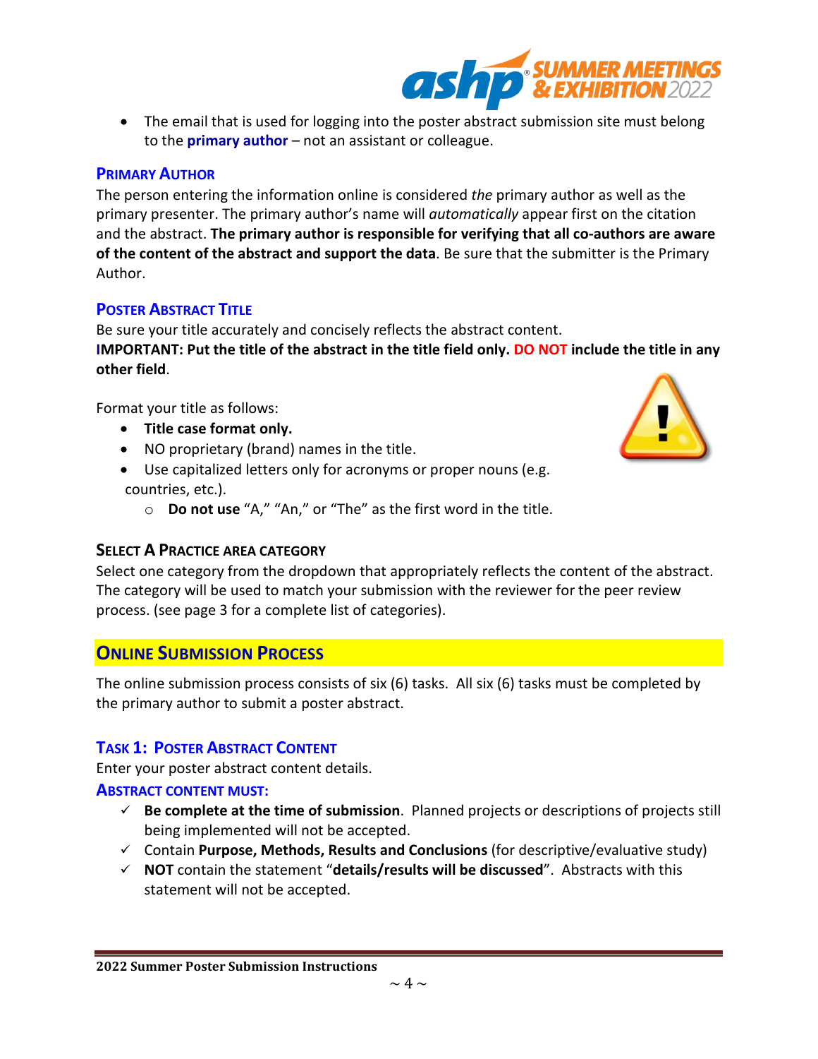- The email that is used for logging into the poster abstract submission site must belong to the **primary author** – not an assistant or colleague.

### Primary Author

The person entering the information online is considered *the* primary author as well as the primary presenter. The primary author's name will *automatically* appear first on the citation and the abstract. **The primary author is responsible for verifying that all co-authors are aware of the content of the abstract and support the data**. Be sure that the submitter is the Primary Author.

### Poster Abstract Title

Be sure your title accurately and concisely reflects the abstract content.
**IMPORTANT: Put the title of the abstract in the title field only. DO NOT include the title in any other field**.

Format your title as follows:

- **Title case format only.**
- NO proprietary (brand) names in the title.
- Use capitalized letters only for acronyms or proper nouns (e.g. countries, etc.).
  - **Do not use** "A," "An," or "The" as the first word in the title.

### Select A Practice area category

Select one category from the dropdown that appropriately reflects the content of the abstract. The category will be used to match your submission with the reviewer for the peer review process. (see page 3 for a complete list of categories).

## Online Submission Process

The online submission process consists of six (6) tasks. All six (6) tasks must be completed by the primary author to submit a poster abstract.

### Task 1: Poster Abstract Content

Enter your poster abstract content details.

#### Abstract content must:

- ✓ **Be complete at the time of submission**. Planned projects or descriptions of projects still being implemented will not be accepted.
- ✓ Contain **Purpose, Methods, Results and Conclusions** (for descriptive/evaluative study)
- ✓ **NOT** contain the statement "**details/results will be discussed**". Abstracts with this statement will not be accepted.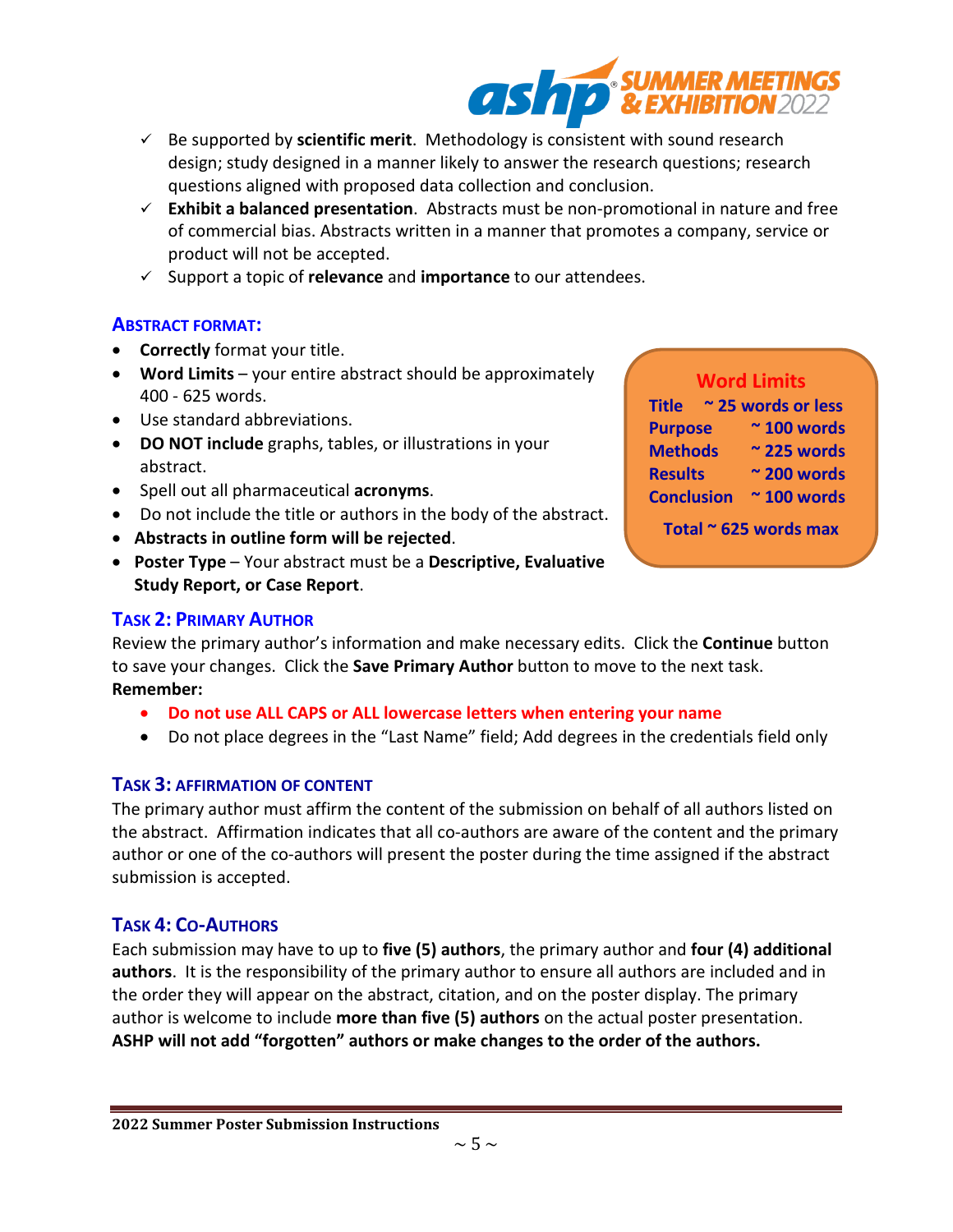- ✓ Be supported by **scientific merit**. Methodology is consistent with sound research design; study designed in a manner likely to answer the research questions; research questions aligned with proposed data collection and conclusion.
- ✓ **Exhibit a balanced presentation**. Abstracts must be non-promotional in nature and free of commercial bias. Abstracts written in a manner that promotes a company, service or product will not be accepted.
- ✓ Support a topic of **relevance** and **importance** to our attendees.

### ABSTRACT FORMAT:

- **Correctly** format your title.
- **Word Limits** – your entire abstract should be approximately 400 - 625 words.
- Use standard abbreviations.
- **DO NOT include** graphs, tables, or illustrations in your abstract.
- Spell out all pharmaceutical **acronyms**.
- Do not include the title or authors in the body of the abstract.
- **Abstracts in outline form will be rejected**.
- **Poster Type** – Your abstract must be a **Descriptive, Evaluative Study Report, or Case Report**.

**Word Limits**

| Section | Limit |
| --- | --- |
| Title | ~ 25 words or less |
| Purpose | ~ 100 words |
| Methods | ~ 225 words |
| Results | ~ 200 words |
| Conclusion | ~ 100 words |
| **Total** | **~ 625 words max** |

### TASK 2: PRIMARY AUTHOR

Review the primary author's information and make necessary edits. Click the **Continue** button to save your changes. Click the **Save Primary Author** button to move to the next task.

**Remember:**

- **Do not use ALL CAPS or ALL lowercase letters when entering your name**
- Do not place degrees in the "Last Name" field; Add degrees in the credentials field only

### TASK 3: AFFIRMATION OF CONTENT

The primary author must affirm the content of the submission on behalf of all authors listed on the abstract. Affirmation indicates that all co-authors are aware of the content and the primary author or one of the co-authors will present the poster during the time assigned if the abstract submission is accepted.

### TASK 4: CO-AUTHORS

Each submission may have to up to **five (5) authors**, the primary author and **four (4) additional authors**. It is the responsibility of the primary author to ensure all authors are included and in the order they will appear on the abstract, citation, and on the poster display. The primary author is welcome to include **more than five (5) authors** on the actual poster presentation. **ASHP will not add "forgotten" authors or make changes to the order of the authors.**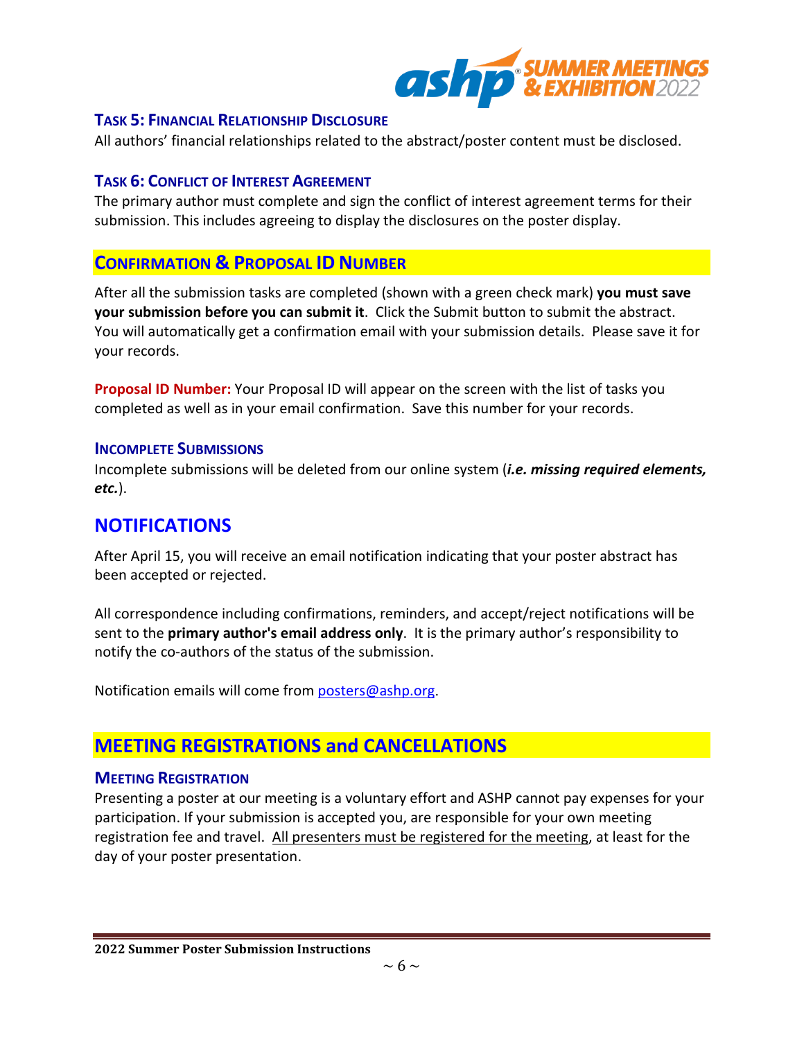### Task 5: Financial Relationship Disclosure

All authors' financial relationships related to the abstract/poster content must be disclosed.

### Task 6: Conflict of Interest Agreement

The primary author must complete and sign the conflict of interest agreement terms for their submission. This includes agreeing to display the disclosures on the poster display.

## Confirmation & Proposal ID Number

After all the submission tasks are completed (shown with a green check mark) **you must save your submission before you can submit it**. Click the Submit button to submit the abstract. You will automatically get a confirmation email with your submission details. Please save it for your records.

**Proposal ID Number:** Your Proposal ID will appear on the screen with the list of tasks you completed as well as in your email confirmation. Save this number for your records.

### Incomplete Submissions

Incomplete submissions will be deleted from our online system (***i.e. missing required elements, etc.***).

## NOTIFICATIONS

After April 15, you will receive an email notification indicating that your poster abstract has been accepted or rejected.

All correspondence including confirmations, reminders, and accept/reject notifications will be sent to the **primary author's email address only**. It is the primary author's responsibility to notify the co-authors of the status of the submission.

Notification emails will come from [posters@ashp.org](mailto:posters@ashp.org).

## MEETING REGISTRATIONS and CANCELLATIONS

### Meeting Registration

Presenting a poster at our meeting is a voluntary effort and ASHP cannot pay expenses for your participation. If your submission is accepted you, are responsible for your own meeting registration fee and travel. <u>All presenters must be registered for the meeting</u>, at least for the day of your poster presentation.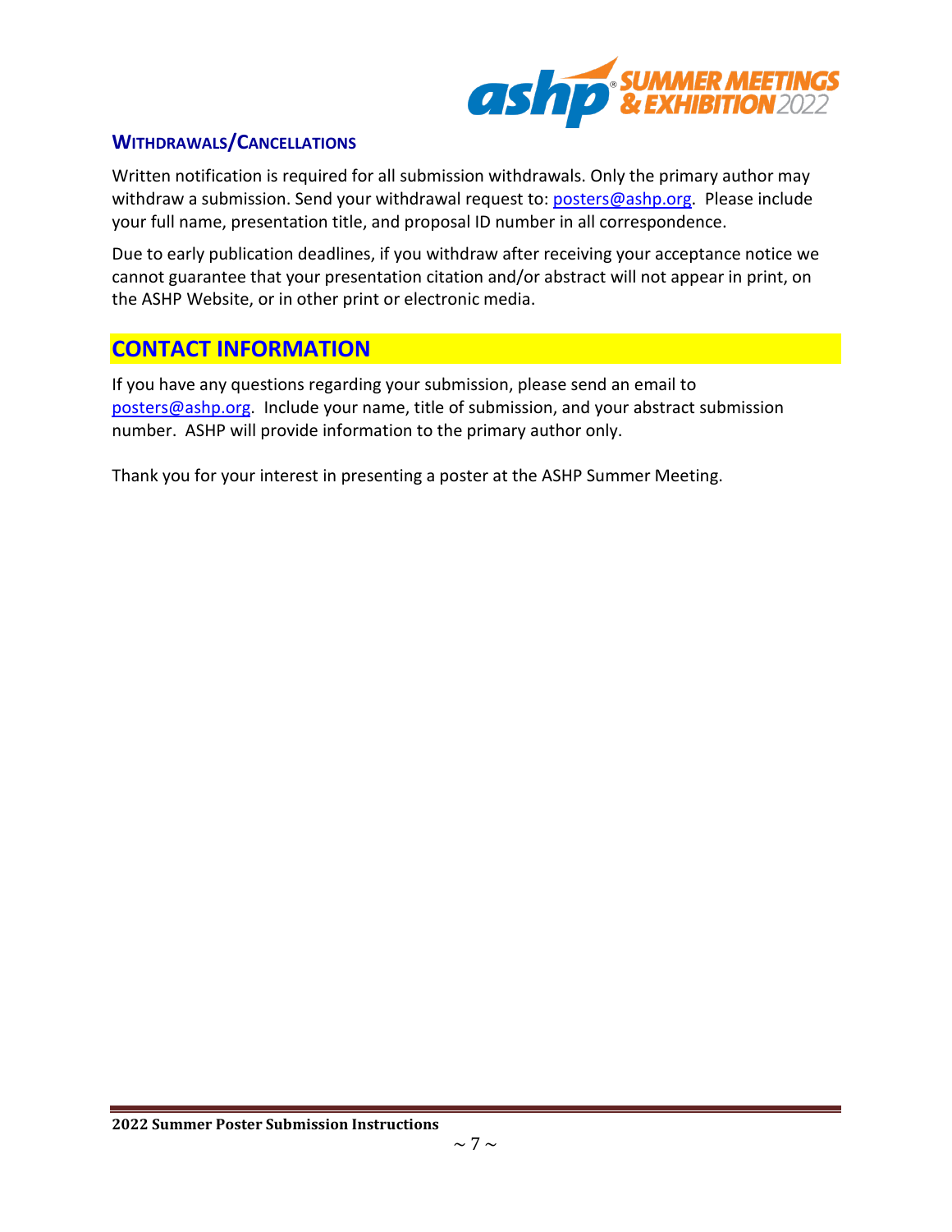### Withdrawals/Cancellations

Written notification is required for all submission withdrawals. Only the primary author may withdraw a submission. Send your withdrawal request to: posters@ashp.org. Please include your full name, presentation title, and proposal ID number in all correspondence.

Due to early publication deadlines, if you withdraw after receiving your acceptance notice we cannot guarantee that your presentation citation and/or abstract will not appear in print, on the ASHP Website, or in other print or electronic media.

## CONTACT INFORMATION

If you have any questions regarding your submission, please send an email to posters@ashp.org. Include your name, title of submission, and your abstract submission number. ASHP will provide information to the primary author only.

Thank you for your interest in presenting a poster at the ASHP Summer Meeting.